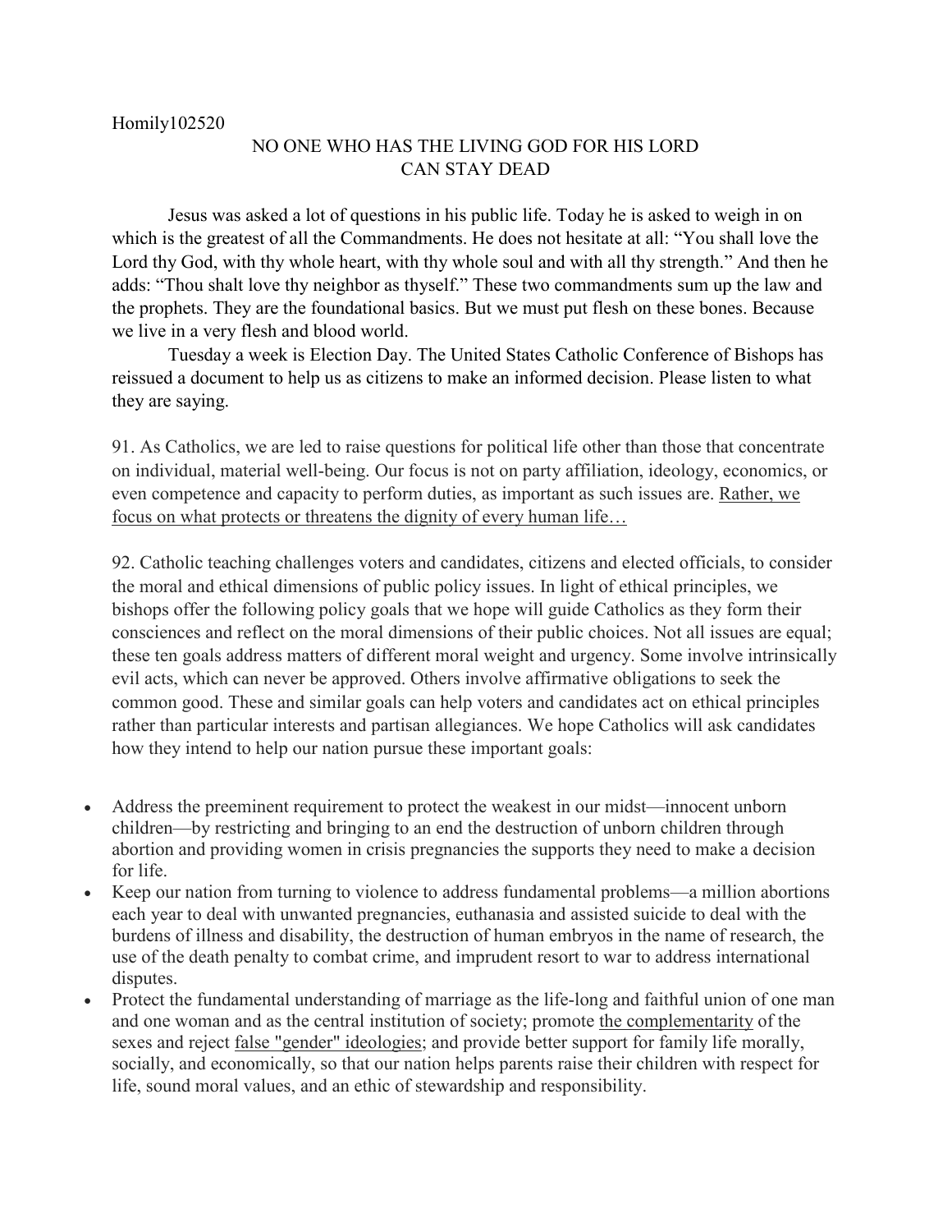Homily102520

# NO ONE WHO HAS THE LIVING GOD FOR HIS LORD CAN STAY DEAD

Jesus was asked a lot of questions in his public life. Today he is asked to weigh in on which is the greatest of all the Commandments. He does not hesitate at all: "You shall love the Lord thy God, with thy whole heart, with thy whole soul and with all thy strength." And then he adds: "Thou shalt love thy neighbor as thyself." These two commandments sum up the law and the prophets. They are the foundational basics. But we must put flesh on these bones. Because we live in a very flesh and blood world.

Tuesday a week is Election Day. The United States Catholic Conference of Bishops has reissued a document to help us as citizens to make an informed decision. Please listen to what they are saying.

91. As Catholics, we are led to raise questions for political life other than those that concentrate on individual, material well-being. Our focus is not on party affiliation, ideology, economics, or even competence and capacity to perform duties, as important as such issues are. <u>Rather, we focus on what protects or threatens the dignity of every human life…</u>

92. Catholic teaching challenges voters and candidates, citizens and elected officials, to consider the moral and ethical dimensions of public policy issues. In light of ethical principles, we bishops offer the following policy goals that we hope will guide Catholics as they form their consciences and reflect on the moral dimensions of their public choices. Not all issues are equal; these ten goals address matters of different moral weight and urgency. Some involve intrinsically evil acts, which can never be approved. Others involve affirmative obligations to seek the common good. These and similar goals can help voters and candidates act on ethical principles rather than particular interests and partisan allegiances. We hope Catholics will ask candidates how they intend to help our nation pursue these important goals:

- Address the preeminent requirement to protect the weakest in our midst—innocent unborn children—by restricting and bringing to an end the destruction of unborn children through abortion and providing women in crisis pregnancies the supports they need to make a decision for life.
- Keep our nation from turning to violence to address fundamental problems—a million abortions each year to deal with unwanted pregnancies, euthanasia and assisted suicide to deal with the burdens of illness and disability, the destruction of human embryos in the name of research, the use of the death penalty to combat crime, and imprudent resort to war to address international disputes.
- Protect the fundamental understanding of marriage as the life-long and faithful union of one man and one woman and as the central institution of society; promote <u>the complementarity</u> of the sexes and reject <u>false "gender" ideologies;</u> and provide better support for family life morally, socially, and economically, so that our nation helps parents raise their children with respect for life, sound moral values, and an ethic of stewardship and responsibility.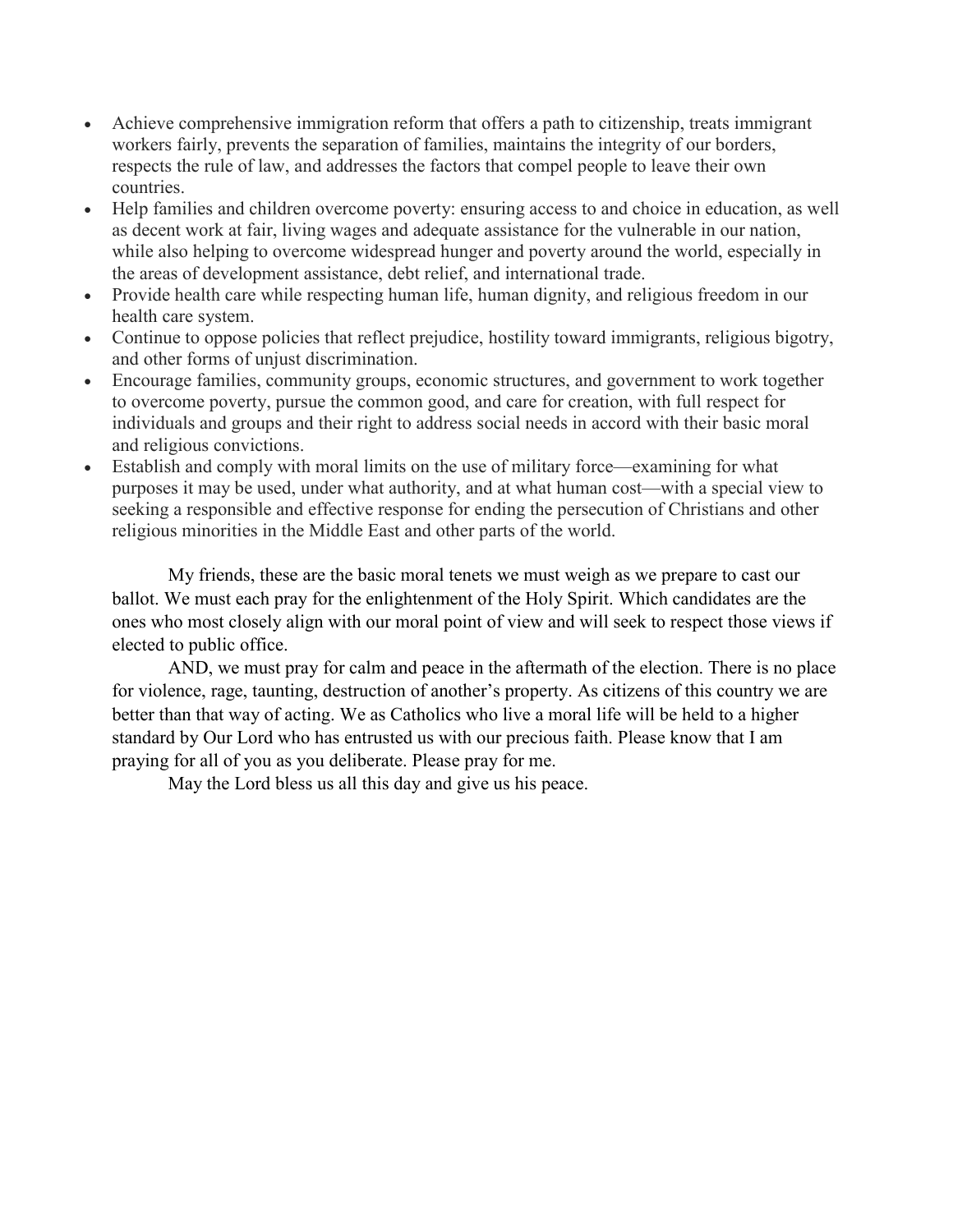- Achieve comprehensive immigration reform that offers a path to citizenship, treats immigrant workers fairly, prevents the separation of families, maintains the integrity of our borders, respects the rule of law, and addresses the factors that compel people to leave their own countries.
- Help families and children overcome poverty: ensuring access to and choice in education, as well as decent work at fair, living wages and adequate assistance for the vulnerable in our nation, while also helping to overcome widespread hunger and poverty around the world, especially in the areas of development assistance, debt relief, and international trade.
- Provide health care while respecting human life, human dignity, and religious freedom in our health care system.
- Continue to oppose policies that reflect prejudice, hostility toward immigrants, religious bigotry, and other forms of unjust discrimination.
- Encourage families, community groups, economic structures, and government to work together to overcome poverty, pursue the common good, and care for creation, with full respect for individuals and groups and their right to address social needs in accord with their basic moral and religious convictions.
- Establish and comply with moral limits on the use of military force—examining for what purposes it may be used, under what authority, and at what human cost—with a special view to seeking a responsible and effective response for ending the persecution of Christians and other religious minorities in the Middle East and other parts of the world.

My friends, these are the basic moral tenets we must weigh as we prepare to cast our ballot. We must each pray for the enlightenment of the Holy Spirit. Which candidates are the ones who most closely align with our moral point of view and will seek to respect those views if elected to public office.

AND, we must pray for calm and peace in the aftermath of the election. There is no place for violence, rage, taunting, destruction of another's property. As citizens of this country we are better than that way of acting. We as Catholics who live a moral life will be held to a higher standard by Our Lord who has entrusted us with our precious faith. Please know that I am praying for all of you as you deliberate. Please pray for me.

May the Lord bless us all this day and give us his peace.